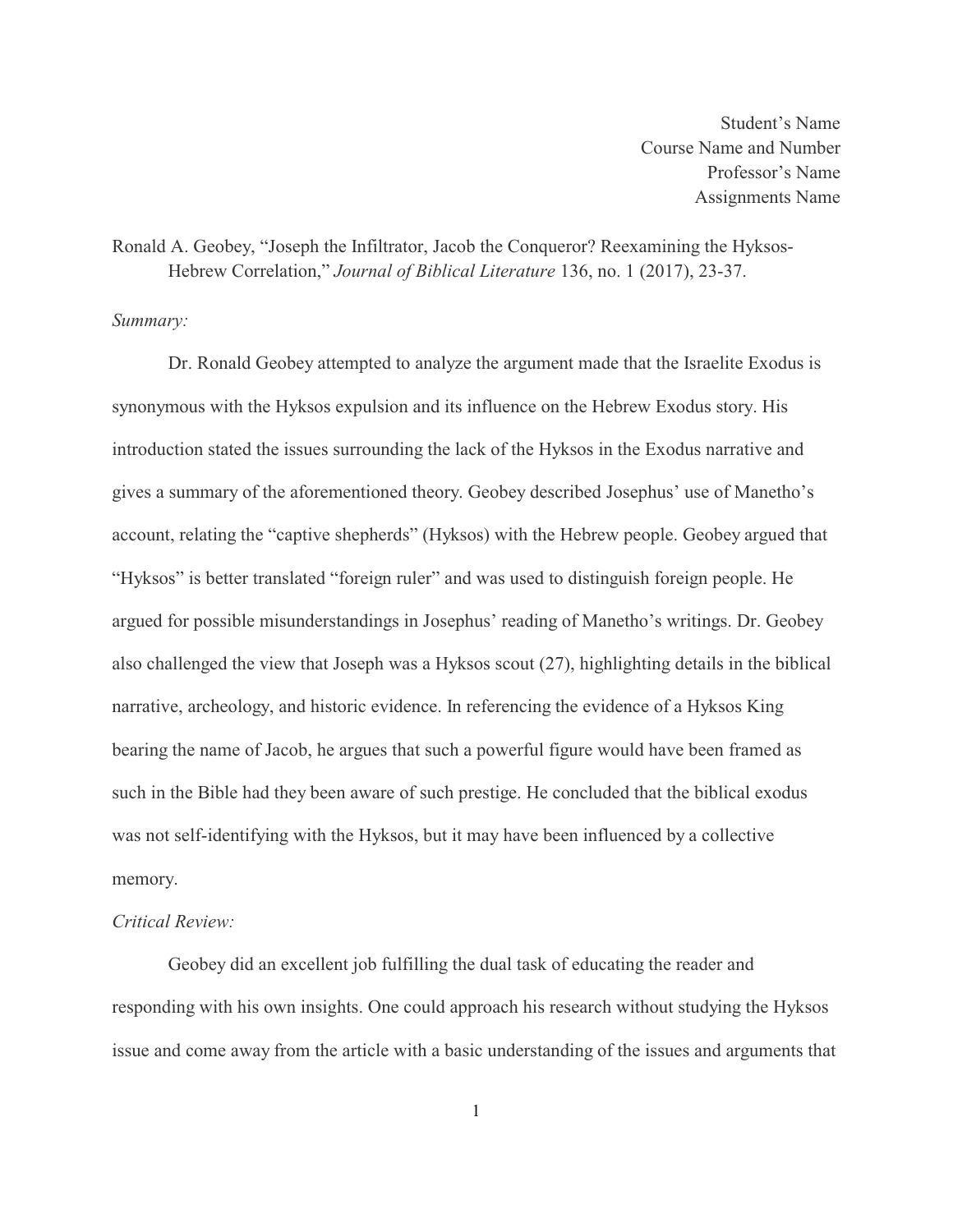Student's Name
Course Name and Number
Professor's Name
Assignments Name

Ronald A. Geobey, "Joseph the Infiltrator, Jacob the Conqueror? Reexamining the Hyksos-Hebrew Correlation," *Journal of Biblical Literature* 136, no. 1 (2017), 23-37.

*Summary:*

Dr. Ronald Geobey attempted to analyze the argument made that the Israelite Exodus is synonymous with the Hyksos expulsion and its influence on the Hebrew Exodus story. His introduction stated the issues surrounding the lack of the Hyksos in the Exodus narrative and gives a summary of the aforementioned theory. Geobey described Josephus' use of Manetho's account, relating the "captive shepherds" (Hyksos) with the Hebrew people. Geobey argued that "Hyksos" is better translated "foreign ruler" and was used to distinguish foreign people. He argued for possible misunderstandings in Josephus' reading of Manetho's writings. Dr. Geobey also challenged the view that Joseph was a Hyksos scout (27), highlighting details in the biblical narrative, archeology, and historic evidence. In referencing the evidence of a Hyksos King bearing the name of Jacob, he argues that such a powerful figure would have been framed as such in the Bible had they been aware of such prestige. He concluded that the biblical exodus was not self-identifying with the Hyksos, but it may have been influenced by a collective memory.

*Critical Review:*

Geobey did an excellent job fulfilling the dual task of educating the reader and responding with his own insights. One could approach his research without studying the Hyksos issue and come away from the article with a basic understanding of the issues and arguments that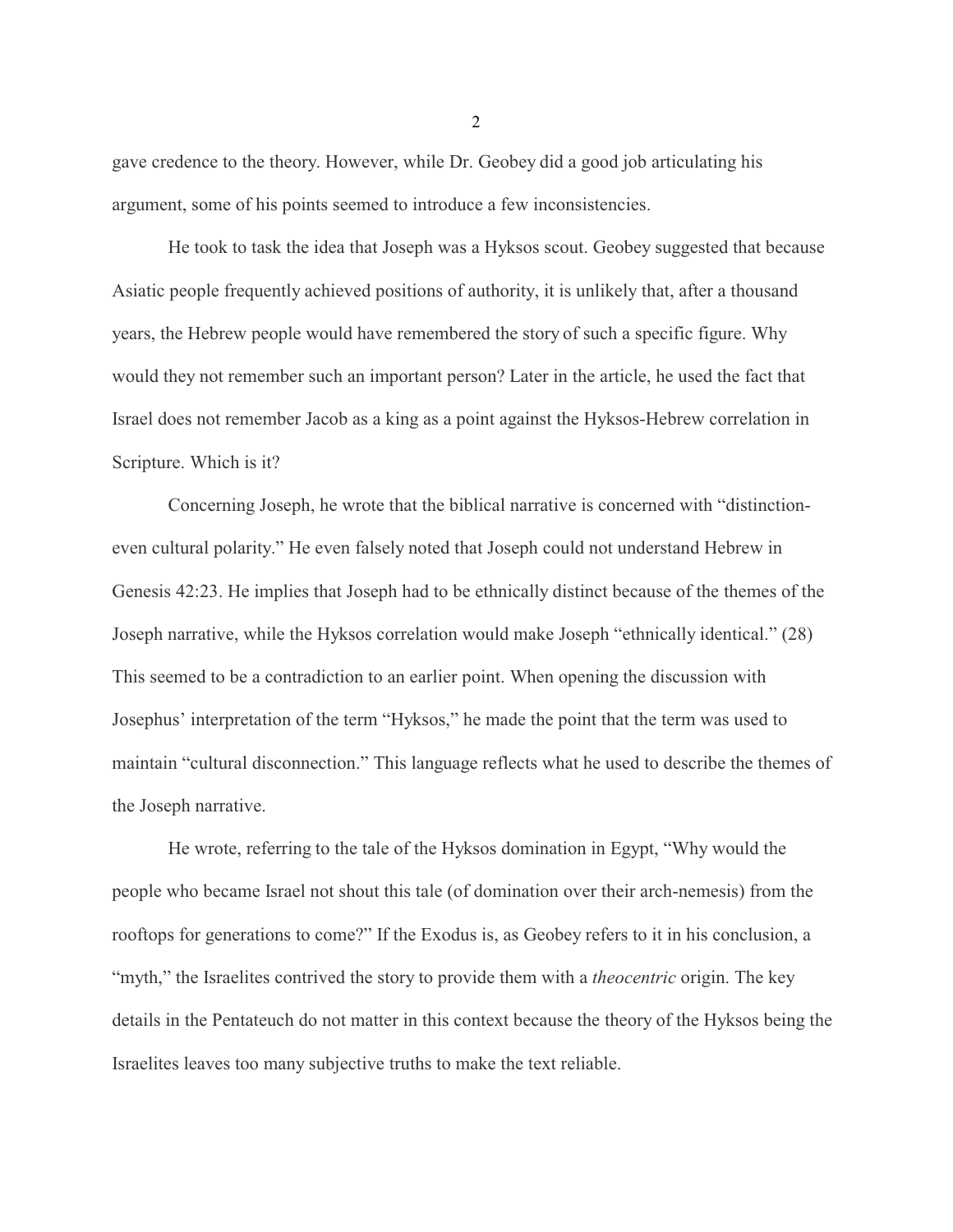gave credence to the theory. However, while Dr. Geobey did a good job articulating his argument, some of his points seemed to introduce a few inconsistencies.

He took to task the idea that Joseph was a Hyksos scout. Geobey suggested that because Asiatic people frequently achieved positions of authority, it is unlikely that, after a thousand years, the Hebrew people would have remembered the story of such a specific figure. Why would they not remember such an important person? Later in the article, he used the fact that Israel does not remember Jacob as a king as a point against the Hyksos-Hebrew correlation in Scripture. Which is it?

Concerning Joseph, he wrote that the biblical narrative is concerned with "distinction- even cultural polarity." He even falsely noted that Joseph could not understand Hebrew in Genesis 42:23. He implies that Joseph had to be ethnically distinct because of the themes of the Joseph narrative, while the Hyksos correlation would make Joseph "ethnically identical." (28) This seemed to be a contradiction to an earlier point. When opening the discussion with Josephus' interpretation of the term "Hyksos," he made the point that the term was used to maintain "cultural disconnection." This language reflects what he used to describe the themes of the Joseph narrative.

He wrote, referring to the tale of the Hyksos domination in Egypt, "Why would the people who became Israel not shout this tale (of domination over their arch-nemesis) from the rooftops for generations to come?" If the Exodus is, as Geobey refers to it in his conclusion, a "myth," the Israelites contrived the story to provide them with a *theocentric* origin. The key details in the Pentateuch do not matter in this context because the theory of the Hyksos being the Israelites leaves too many subjective truths to make the text reliable.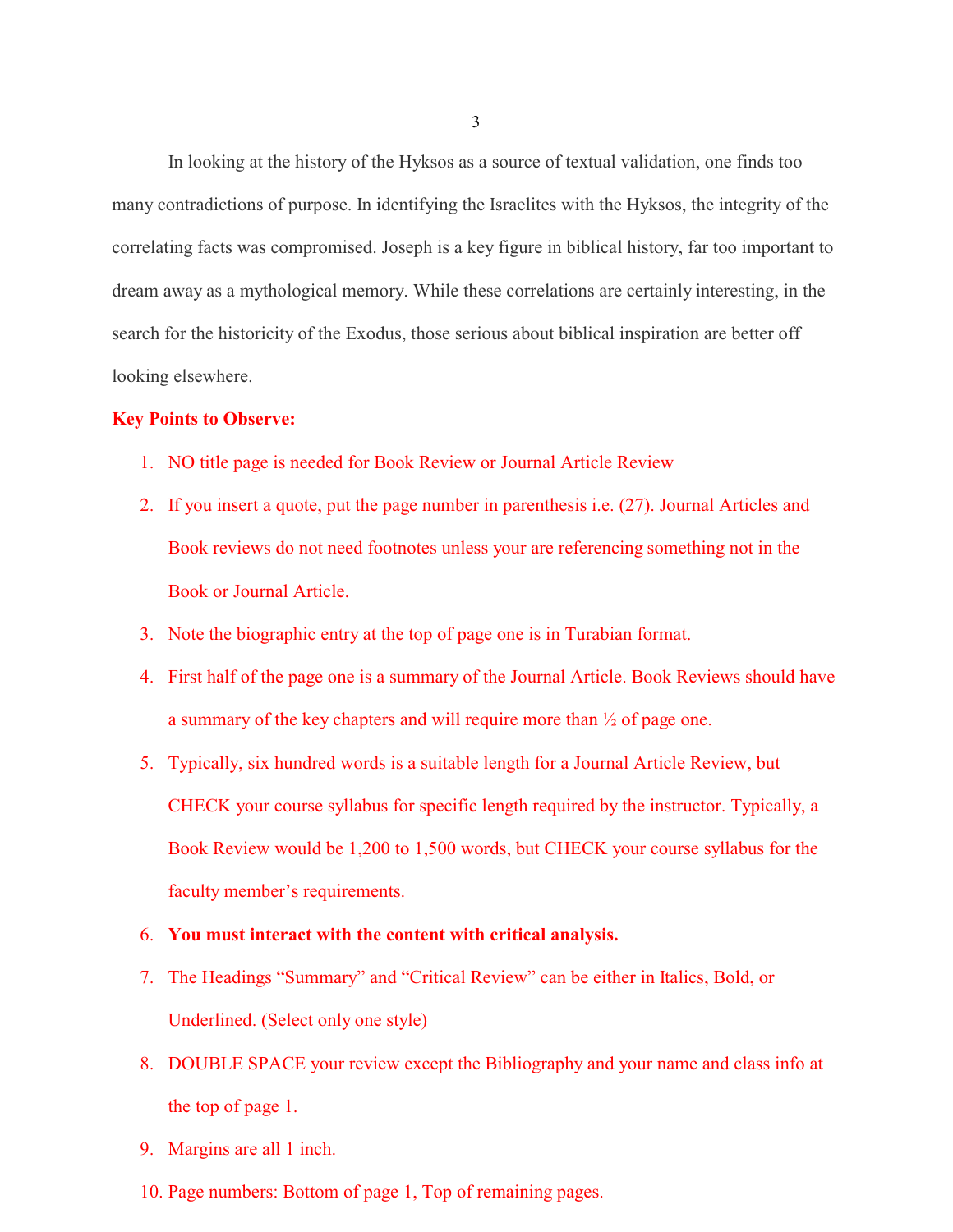In looking at the history of the Hyksos as a source of textual validation, one finds too many contradictions of purpose. In identifying the Israelites with the Hyksos, the integrity of the correlating facts was compromised. Joseph is a key figure in biblical history, far too important to dream away as a mythological memory. While these correlations are certainly interesting, in the search for the historicity of the Exodus, those serious about biblical inspiration are better off looking elsewhere.

**Key Points to Observe:**

1. NO title page is needed for Book Review or Journal Article Review
2. If you insert a quote, put the page number in parenthesis i.e. (27). Journal Articles and Book reviews do not need footnotes unless your are referencing something not in the Book or Journal Article.
3. Note the biographic entry at the top of page one is in Turabian format.
4. First half of the page one is a summary of the Journal Article. Book Reviews should have a summary of the key chapters and will require more than ½ of page one.
5. Typically, six hundred words is a suitable length for a Journal Article Review, but CHECK your course syllabus for specific length required by the instructor. Typically, a Book Review would be 1,200 to 1,500 words, but CHECK your course syllabus for the faculty member's requirements.
6. **You must interact with the content with critical analysis.**
7. The Headings "Summary" and "Critical Review" can be either in Italics, Bold, or Underlined. (Select only one style)
8. DOUBLE SPACE your review except the Bibliography and your name and class info at the top of page 1.
9. Margins are all 1 inch.
10. Page numbers: Bottom of page 1, Top of remaining pages.